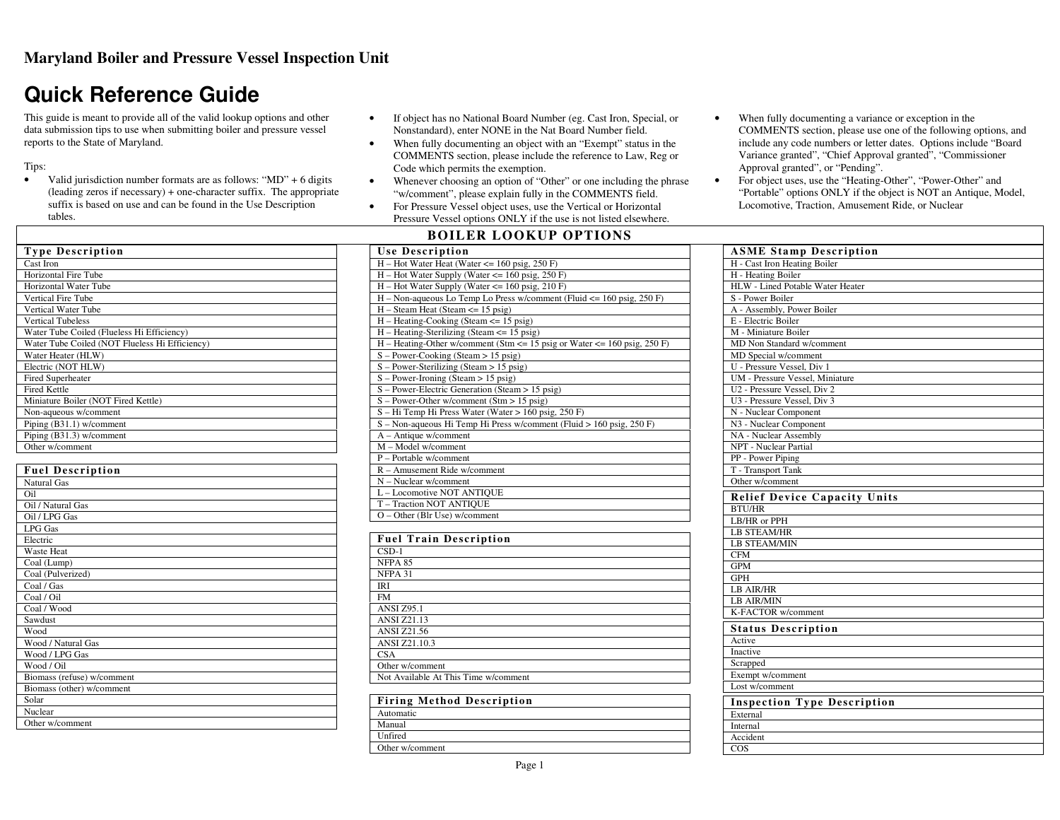**Maryland Boiler and Pressure Vessel Inspection Unit**

# Quick Reference Guide

This guide is meant to provide all of the valid lookup options and other data submission tips to use when submitting boiler and pressure vessel reports to the State of Maryland.

Tips:

- Valid jurisdiction number formats are as follows: "MD" + 6 digits (leading zeros if necessary) + one-character suffix. The appropriate suffix is based on use and can be found in the Use Description tables.
- If object has no National Board Number (eg. Cast Iron, Special, or Nonstandard), enter NONE in the Nat Board Number field.
- When fully documenting an object with an "Exempt" status in the COMMENTS section, please include the reference to Law, Reg or Code which permits the exemption.
- Whenever choosing an option of "Other" or one including the phrase "w/comment", please explain fully in the COMMENTS field.
- For Pressure Vessel object uses, use the Vertical or Horizontal Pressure Vessel options ONLY if the use is not listed elsewhere.
- When fully documenting a variance or exception in the COMMENTS section, please use one of the following options, and include any code numbers or letter dates. Options include "Board Variance granted", "Chief Approval granted", "Commissioner Approval granted", or "Pending".
- For object uses, use the "Heating-Other", "Power-Other" and "Portable" options ONLY if the object is NOT an Antique, Model, Locomotive, Traction, Amusement Ride, or Nuclear

## BOILER LOOKUP OPTIONS

| Type Description |
|---|
| Cast Iron |
| Horizontal Fire Tube |
| Horizontal Water Tube |
| Vertical Fire Tube |
| Vertical Water Tube |
| Vertical Tubeless |
| Water Tube Coiled (Flueless Hi Efficiency) |
| Water Tube Coiled (NOT Flueless Hi Efficiency) |
| Water Heater (HLW) |
| Electric (NOT HLW) |
| Fired Superheater |
| Fired Kettle |
| Miniature Boiler (NOT Fired Kettle) |
| Non-aqueous w/comment |
| Piping (B31.1) w/comment |
| Piping (B31.3) w/comment |
| Other w/comment |

| Fuel Description |
|---|
| Natural Gas |
| Oil |
| Oil / Natural Gas |
| Oil / LPG Gas |
| LPG Gas |
| Electric |
| Waste Heat |
| Coal (Lump) |
| Coal (Pulverized) |
| Coal / Gas |
| Coal / Oil |
| Coal / Wood |
| Sawdust |
| Wood |
| Wood / Natural Gas |
| Wood / LPG Gas |
| Wood / Oil |
| Biomass (refuse) w/comment |
| Biomass (other) w/comment |
| Solar |
| Nuclear |
| Other w/comment |

| Use Description |
|---|
| H – Hot Water Heat (Water <= 160 psig, 250 F) |
| H – Hot Water Supply (Water <= 160 psig, 250 F) |
| H – Hot Water Supply (Water <= 160 psig, 210 F) |
| H – Non-aqueous Lo Temp Lo Press w/comment (Fluid <= 160 psig, 250 F) |
| H – Steam Heat (Steam <= 15 psig) |
| H – Heating-Cooking (Steam <= 15 psig) |
| H – Heating-Sterilizing (Steam <= 15 psig) |
| H – Heating-Other w/comment (Stm <= 15 psig or Water <= 160 psig, 250 F) |
| S – Power-Cooking (Steam > 15 psig) |
| S – Power-Sterilizing (Steam > 15 psig) |
| S – Power-Ironing (Steam > 15 psig) |
| S – Power-Electric Generation (Steam > 15 psig) |
| S – Power-Other w/comment (Stm > 15 psig) |
| S – Hi Temp Hi Press Water (Water > 160 psig, 250 F) |
| S – Non-aqueous Hi Temp Hi Press w/comment (Fluid > 160 psig, 250 F) |
| A – Antique w/comment |
| M – Model w/comment |
| P – Portable w/comment |
| R – Amusement Ride w/comment |
| N – Nuclear w/comment |
| L – Locomotive NOT ANTIQUE |
| T – Traction NOT ANTIQUE |
| O – Other (Blr Use) w/comment |

| Fuel Train Description |
|---|
| CSD-1 |
| NFPA 85 |
| NFPA 31 |
| IRI |
| FM |
| ANSI Z95.1 |
| ANSI Z21.13 |
| ANSI Z21.56 |
| ANSI Z21.10.3 |
| CSA |
| Other w/comment |
| Not Available At This Time w/comment |

| Firing Method Description |
|---|
| Automatic |
| Manual |
| Unfired |
| Other w/comment |

| ASME Stamp Description |
|---|
| H - Cast Iron Heating Boiler |
| H - Heating Boiler |
| HLW - Lined Potable Water Heater |
| S - Power Boiler |
| A - Assembly, Power Boiler |
| E - Electric Boiler |
| M - Miniature Boiler |
| MD Non Standard w/comment |
| MD Special w/comment |
| U - Pressure Vessel, Div 1 |
| UM - Pressure Vessel, Miniature |
| U2 - Pressure Vessel, Div 2 |
| U3 - Pressure Vessel, Div 3 |
| N - Nuclear Component |
| N3 - Nuclear Component |
| NA - Nuclear Assembly |
| NPT - Nuclear Partial |
| PP - Power Piping |
| T - Transport Tank |
| Other w/comment |

| Relief Device Capacity Units |
|---|
| BTU/HR |
| LB/HR or PPH |
| LB STEAM/HR |
| LB STEAM/MIN |
| CFM |
| GPM |
| GPH |
| LB AIR/HR |
| LB AIR/MIN |
| K-FACTOR w/comment |

| Status Description |
|---|
| Active |
| Inactive |
| Scrapped |
| Exempt w/comment |
| Lost w/comment |

| Inspection Type Description |
|---|
| External |
| Internal |
| Accident |
| COS |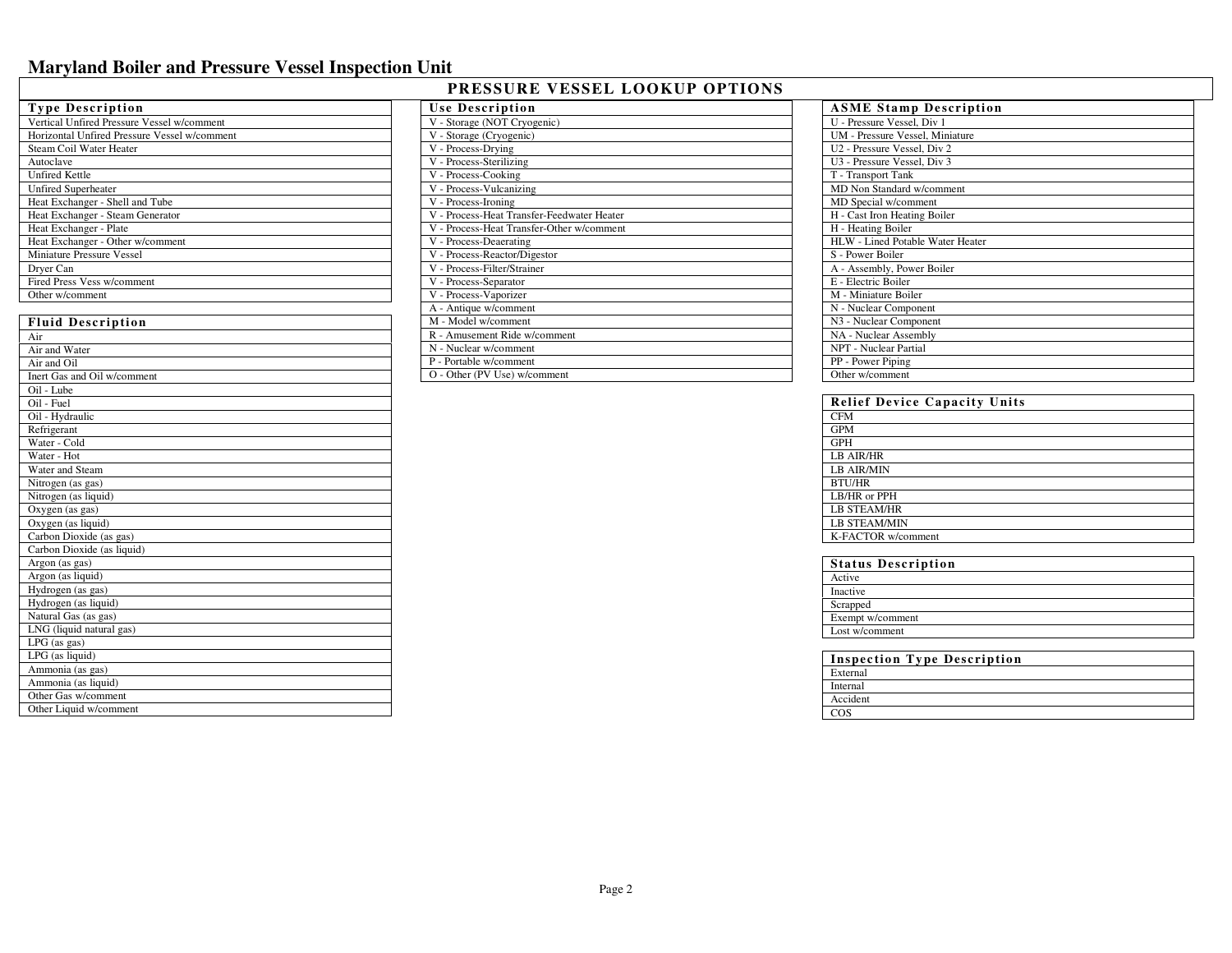# Maryland Boiler and Pressure Vessel Inspection Unit

## PRESSURE VESSEL LOOKUP OPTIONS

| Type Description |
|---|
| Vertical Unfired Pressure Vessel w/comment |
| Horizontal Unfired Pressure Vessel w/comment |
| Steam Coil Water Heater |
| Autoclave |
| Unfired Kettle |
| Unfired Superheater |
| Heat Exchanger - Shell and Tube |
| Heat Exchanger - Steam Generator |
| Heat Exchanger - Plate |
| Heat Exchanger - Other w/comment |
| Miniature Pressure Vessel |
| Dryer Can |
| Fired Press Vess w/comment |
| Other w/comment |

| Fluid Description |
|---|
| Air |
| Air and Water |
| Air and Oil |
| Inert Gas and Oil w/comment |
| Oil - Lube |
| Oil - Fuel |
| Oil - Hydraulic |
| Refrigerant |
| Water - Cold |
| Water - Hot |
| Water and Steam |
| Nitrogen (as gas) |
| Nitrogen (as liquid) |
| Oxygen (as gas) |
| Oxygen (as liquid) |
| Carbon Dioxide (as gas) |
| Carbon Dioxide (as liquid) |
| Argon (as gas) |
| Argon (as liquid) |
| Hydrogen (as gas) |
| Hydrogen (as liquid) |
| Natural Gas (as gas) |
| LNG (liquid natural gas) |
| LPG (as gas) |
| LPG (as liquid) |
| Ammonia (as gas) |
| Ammonia (as liquid) |
| Other Gas w/comment |
| Other Liquid w/comment |

| Use Description |
|---|
| V - Storage (NOT Cryogenic) |
| V - Storage (Cryogenic) |
| V - Process-Drying |
| V - Process-Sterilizing |
| V - Process-Cooking |
| V - Process-Vulcanizing |
| V - Process-Ironing |
| V - Process-Heat Transfer-Feedwater Heater |
| V - Process-Heat Transfer-Other w/comment |
| V - Process-Deaerating |
| V - Process-Reactor/Digestor |
| V - Process-Filter/Strainer |
| V - Process-Separator |
| V - Process-Vaporizer |
| A - Antique w/comment |
| M - Model w/comment |
| R - Amusement Ride w/comment |
| N - Nuclear w/comment |
| P - Portable w/comment |
| O - Other (PV Use) w/comment |

| ASME Stamp Description |
|---|
| U - Pressure Vessel, Div 1 |
| UM - Pressure Vessel, Miniature |
| U2 - Pressure Vessel, Div 2 |
| U3 - Pressure Vessel, Div 3 |
| T - Transport Tank |
| MD Non Standard w/comment |
| MD Special w/comment |
| H - Cast Iron Heating Boiler |
| H - Heating Boiler |
| HLW - Lined Potable Water Heater |
| S - Power Boiler |
| A - Assembly, Power Boiler |
| E - Electric Boiler |
| M - Miniature Boiler |
| N - Nuclear Component |
| N3 - Nuclear Component |
| NA - Nuclear Assembly |
| NPT - Nuclear Partial |
| PP - Power Piping |
| Other w/comment |

| Relief Device Capacity Units |
|---|
| CFM |
| GPM |
| GPH |
| LB AIR/HR |
| LB AIR/MIN |
| BTU/HR |
| LB/HR or PPH |
| LB STEAM/HR |
| LB STEAM/MIN |
| K-FACTOR w/comment |

| Status Description |
|---|
| Active |
| Inactive |
| Scrapped |
| Exempt w/comment |
| Lost w/comment |

| Inspection Type Description |
|---|
| External |
| Internal |
| Accident |
| COS |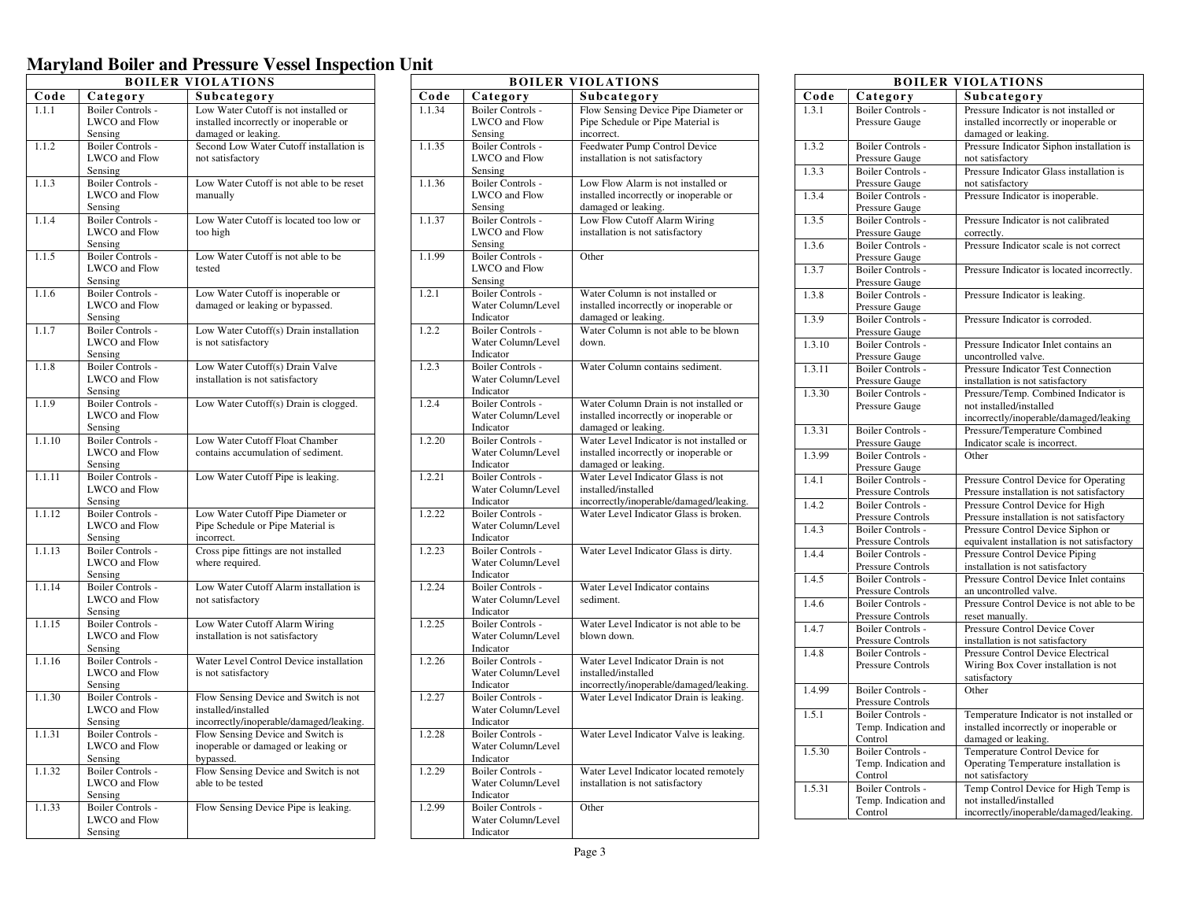# Maryland Boiler and Pressure Vessel Inspection Unit

| BOILER VIOLATIONS | | |
|---|---|---|
| **Code** | **Category** | **Subcategory** |
| 1.1.1 | Boiler Controls - LWCO and Flow Sensing | Low Water Cutoff is not installed or installed incorrectly or inoperable or damaged or leaking. |
| 1.1.2 | Boiler Controls - LWCO and Flow Sensing | Second Low Water Cutoff installation is not satisfactory |
| 1.1.3 | Boiler Controls - LWCO and Flow Sensing | Low Water Cutoff is not able to be reset manually |
| 1.1.4 | Boiler Controls - LWCO and Flow Sensing | Low Water Cutoff is located too low or too high |
| 1.1.5 | Boiler Controls - LWCO and Flow Sensing | Low Water Cutoff is not able to be tested |
| 1.1.6 | Boiler Controls - LWCO and Flow Sensing | Low Water Cutoff is inoperable or damaged or leaking or bypassed. |
| 1.1.7 | Boiler Controls - LWCO and Flow Sensing | Low Water Cutoff(s) Drain installation is not satisfactory |
| 1.1.8 | Boiler Controls - LWCO and Flow Sensing | Low Water Cutoff(s) Drain Valve installation is not satisfactory |
| 1.1.9 | Boiler Controls - LWCO and Flow Sensing | Low Water Cutoff(s) Drain is clogged. |
| 1.1.10 | Boiler Controls - LWCO and Flow Sensing | Low Water Cutoff Float Chamber contains accumulation of sediment. |
| 1.1.11 | Boiler Controls - LWCO and Flow Sensing | Low Water Cutoff Pipe is leaking. |
| 1.1.12 | Boiler Controls - LWCO and Flow Sensing | Low Water Cutoff Pipe Diameter or Pipe Schedule or Pipe Material is incorrect. |
| 1.1.13 | Boiler Controls - LWCO and Flow Sensing | Cross pipe fittings are not installed where required. |
| 1.1.14 | Boiler Controls - LWCO and Flow Sensing | Low Water Cutoff Alarm installation is not satisfactory |
| 1.1.15 | Boiler Controls - LWCO and Flow Sensing | Low Water Cutoff Alarm Wiring installation is not satisfactory |
| 1.1.16 | Boiler Controls - LWCO and Flow Sensing | Water Level Control Device installation is not satisfactory |
| 1.1.30 | Boiler Controls - LWCO and Flow Sensing | Flow Sensing Device and Switch is not installed/installed incorrectly/inoperable/damaged/leaking. |
| 1.1.31 | Boiler Controls - LWCO and Flow Sensing | Flow Sensing Device and Switch is inoperable or damaged or leaking or bypassed. |
| 1.1.32 | Boiler Controls - LWCO and Flow Sensing | Flow Sensing Device and Switch is not able to be tested |
| 1.1.33 | Boiler Controls - LWCO and Flow Sensing | Flow Sensing Device Pipe is leaking. |
| 1.1.34 | Boiler Controls - LWCO and Flow Sensing | Flow Sensing Device Pipe Diameter or Pipe Schedule or Pipe Material is incorrect. |
| 1.1.35 | Boiler Controls - LWCO and Flow Sensing | Feedwater Pump Control Device installation is not satisfactory |
| 1.1.36 | Boiler Controls - LWCO and Flow Sensing | Low Flow Alarm is not installed or installed incorrectly or inoperable or damaged or leaking. |
| 1.1.37 | Boiler Controls - LWCO and Flow Sensing | Low Flow Cutoff Alarm Wiring installation is not satisfactory |
| 1.1.99 | Boiler Controls - LWCO and Flow Sensing | Other |
| 1.2.1 | Boiler Controls - Water Column/Level Indicator | Water Column is not installed or installed incorrectly or inoperable or damaged or leaking. |
| 1.2.2 | Boiler Controls - Water Column/Level Indicator | Water Column is not able to be blown down. |
| 1.2.3 | Boiler Controls - Water Column/Level Indicator | Water Column contains sediment. |
| 1.2.4 | Boiler Controls - Water Column/Level Indicator | Water Column Drain is not installed or installed incorrectly or inoperable or damaged or leaking. |
| 1.2.20 | Boiler Controls - Water Column/Level Indicator | Water Level Indicator is not installed or installed incorrectly or inoperable or damaged or leaking. |
| 1.2.21 | Boiler Controls - Water Column/Level Indicator | Water Level Indicator Glass is not installed/installed incorrectly/inoperable/damaged/leaking. |
| 1.2.22 | Boiler Controls - Water Column/Level Indicator | Water Level Indicator Glass is broken. |
| 1.2.23 | Boiler Controls - Water Column/Level Indicator | Water Level Indicator Glass is dirty. |
| 1.2.24 | Boiler Controls - Water Column/Level Indicator | Water Level Indicator contains sediment. |
| 1.2.25 | Boiler Controls - Water Column/Level Indicator | Water Level Indicator is not able to be blown down. |
| 1.2.26 | Boiler Controls - Water Column/Level Indicator | Water Level Indicator Drain is not installed/installed incorrectly/inoperable/damaged/leaking. |
| 1.2.27 | Boiler Controls - Water Column/Level Indicator | Water Level Indicator Drain is leaking. |
| 1.2.28 | Boiler Controls - Water Column/Level Indicator | Water Level Indicator Valve is leaking. |
| 1.2.29 | Boiler Controls - Water Column/Level Indicator | Water Level Indicator located remotely installation is not satisfactory |
| 1.2.99 | Boiler Controls - Water Column/Level Indicator | Other |
| 1.3.1 | Boiler Controls - Pressure Gauge | Pressure Indicator is not installed or installed incorrectly or inoperable or damaged or leaking. |
| 1.3.2 | Boiler Controls - Pressure Gauge | Pressure Indicator Siphon installation is not satisfactory |
| 1.3.3 | Boiler Controls - Pressure Gauge | Pressure Indicator Glass installation is not satisfactory |
| 1.3.4 | Boiler Controls - Pressure Gauge | Pressure Indicator is inoperable. |
| 1.3.5 | Boiler Controls - Pressure Gauge | Pressure Indicator is not calibrated correctly. |
| 1.3.6 | Boiler Controls - Pressure Gauge | Pressure Indicator scale is not correct |
| 1.3.7 | Boiler Controls - Pressure Gauge | Pressure Indicator is located incorrectly. |
| 1.3.8 | Boiler Controls - Pressure Gauge | Pressure Indicator is leaking. |
| 1.3.9 | Boiler Controls - Pressure Gauge | Pressure Indicator is corroded. |
| 1.3.10 | Boiler Controls - Pressure Gauge | Pressure Indicator Inlet contains an uncontrolled valve. |
| 1.3.11 | Boiler Controls - Pressure Gauge | Pressure Indicator Test Connection installation is not satisfactory |
| 1.3.30 | Boiler Controls - Pressure Gauge | Pressure/Temp. Combined Indicator is not installed/installed incorrectly/inoperable/damaged/leaking |
| 1.3.31 | Boiler Controls - Pressure Gauge | Pressure/Temperature Combined Indicator scale is incorrect. |
| 1.3.99 | Boiler Controls - Pressure Gauge | Other |
| 1.4.1 | Boiler Controls - Pressure Controls | Pressure Control Device for Operating Pressure installation is not satisfactory |
| 1.4.2 | Boiler Controls - Pressure Controls | Pressure Control Device for High Pressure installation is not satisfactory |
| 1.4.3 | Boiler Controls - Pressure Controls | Pressure Control Device Siphon or equivalent installation is not satisfactory |
| 1.4.4 | Boiler Controls - Pressure Controls | Pressure Control Device Piping installation is not satisfactory |
| 1.4.5 | Boiler Controls - Pressure Controls | Pressure Control Device Inlet contains an uncontrolled valve. |
| 1.4.6 | Boiler Controls - Pressure Controls | Pressure Control Device is not able to be reset manually. |
| 1.4.7 | Boiler Controls - Pressure Controls | Pressure Control Device Cover installation is not satisfactory |
| 1.4.8 | Boiler Controls - Pressure Controls | Pressure Control Device Electrical Wiring Box Cover installation is not satisfactory |
| 1.4.99 | Boiler Controls - Pressure Controls | Other |
| 1.5.1 | Boiler Controls - Temp. Indication and Control | Temperature Indicator is not installed or installed incorrectly or inoperable or damaged or leaking. |
| 1.5.30 | Boiler Controls - Temp. Indication and Control | Temperature Control Device for Operating Temperature installation is not satisfactory |
| 1.5.31 | Boiler Controls - Temp. Indication and Control | Temp Control Device for High Temp is not installed/installed incorrectly/inoperable/damaged/leaking. |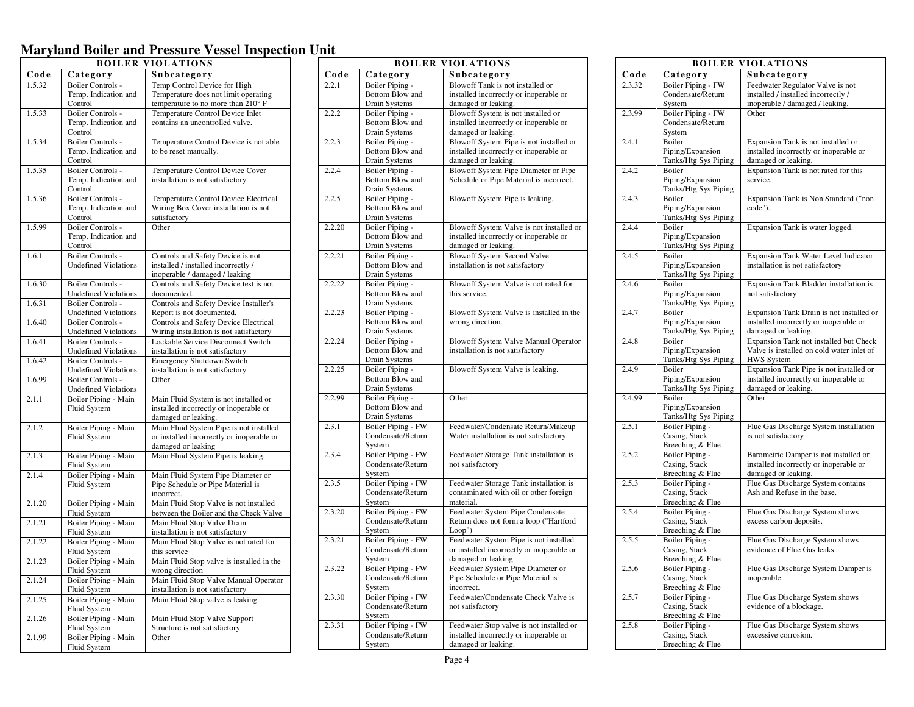# Maryland Boiler and Pressure Vessel Inspection Unit

| BOILER VIOLATIONS | | |
|---|---|---|
| **Code** | **Category** | **Subcategory** |
| 1.5.32 | Boiler Controls - Temp. Indication and Control | Temp Control Device for High Temperature does not limit operating temperature to no more than 210° F |
| 1.5.33 | Boiler Controls - Temp. Indication and Control | Temperature Control Device Inlet contains an uncontrolled valve. |
| 1.5.34 | Boiler Controls - Temp. Indication and Control | Temperature Control Device is not able to be reset manually. |
| 1.5.35 | Boiler Controls - Temp. Indication and Control | Temperature Control Device Cover installation is not satisfactory |
| 1.5.36 | Boiler Controls - Temp. Indication and Control | Temperature Control Device Electrical Wiring Box Cover installation is not satisfactory |
| 1.5.99 | Boiler Controls - Temp. Indication and Control | Other |
| 1.6.1 | Boiler Controls - Undefined Violations | Controls and Safety Device is not installed / installed incorrectly / inoperable / damaged / leaking |
| 1.6.30 | Boiler Controls - Undefined Violations | Controls and Safety Device test is not documented. |
| 1.6.31 | Boiler Controls - Undefined Violations | Controls and Safety Device Installer's Report is not documented. |
| 1.6.40 | Boiler Controls - Undefined Violations | Controls and Safety Device Electrical Wiring installation is not satisfactory |
| 1.6.41 | Boiler Controls - Undefined Violations | Lockable Service Disconnect Switch installation is not satisfactory |
| 1.6.42 | Boiler Controls - Undefined Violations | Emergency Shutdown Switch installation is not satisfactory |
| 1.6.99 | Boiler Controls - Undefined Violations | Other |
| 2.1.1 | Boiler Piping - Main Fluid System | Main Fluid System is not installed or installed incorrectly or inoperable or damaged or leaking. |
| 2.1.2 | Boiler Piping - Main Fluid System | Main Fluid System Pipe is not installed or installed incorrectly or inoperable or damaged or leaking |
| 2.1.3 | Boiler Piping - Main Fluid System | Main Fluid System Pipe is leaking. |
| 2.1.4 | Boiler Piping - Main Fluid System | Main Fluid System Pipe Diameter or Pipe Schedule or Pipe Material is incorrect. |
| 2.1.20 | Boiler Piping - Main Fluid System | Main Fluid Stop Valve is not installed between the Boiler and the Check Valve |
| 2.1.21 | Boiler Piping - Main Fluid System | Main Fluid Stop Valve Drain installation is not satisfactory |
| 2.1.22 | Boiler Piping - Main Fluid System | Main Fluid Stop Valve is not rated for this service |
| 2.1.23 | Boiler Piping - Main Fluid System | Main Fluid Stop valve is installed in the wrong direction |
| 2.1.24 | Boiler Piping - Main Fluid System | Main Fluid Stop Valve Manual Operator installation is not satisfactory |
| 2.1.25 | Boiler Piping - Main Fluid System | Main Fluid Stop valve is leaking. |
| 2.1.26 | Boiler Piping - Main Fluid System | Main Fluid Stop Valve Support Structure is not satisfactory |
| 2.1.99 | Boiler Piping - Main Fluid System | Other |

| BOILER VIOLATIONS | | |
|---|---|---|
| **Code** | **Category** | **Subcategory** |
| 2.2.1 | Boiler Piping - Bottom Blow and Drain Systems | Blowoff Tank is not installed or installed incorrectly or inoperable or damaged or leaking. |
| 2.2.2 | Boiler Piping - Bottom Blow and Drain Systems | Blowoff System is not installed or installed incorrectly or inoperable or damaged or leaking. |
| 2.2.3 | Boiler Piping - Bottom Blow and Drain Systems | Blowoff System Pipe is not installed or installed incorrectly or inoperable or damaged or leaking. |
| 2.2.4 | Boiler Piping - Bottom Blow and Drain Systems | Blowoff System Pipe Diameter or Pipe Schedule or Pipe Material is incorrect. |
| 2.2.5 | Boiler Piping - Bottom Blow and Drain Systems | Blowoff System Pipe is leaking. |
| 2.2.20 | Boiler Piping - Bottom Blow and Drain Systems | Blowoff System Valve is not installed or installed incorrectly or inoperable or damaged or leaking. |
| 2.2.21 | Boiler Piping - Bottom Blow and Drain Systems | Blowoff System Second Valve installation is not satisfactory |
| 2.2.22 | Boiler Piping - Bottom Blow and Drain Systems | Blowoff System Valve is not rated for this service. |
| 2.2.23 | Boiler Piping - Bottom Blow and Drain Systems | Blowoff System Valve is installed in the wrong direction. |
| 2.2.24 | Boiler Piping - Bottom Blow and Drain Systems | Blowoff System Valve Manual Operator installation is not satisfactory |
| 2.2.25 | Boiler Piping - Bottom Blow and Drain Systems | Blowoff System Valve is leaking. |
| 2.2.99 | Boiler Piping - Bottom Blow and Drain Systems | Other |
| 2.3.1 | Boiler Piping - FW Condensate/Return System | Feedwater/Condensate Return/Makeup Water installation is not satisfactory |
| 2.3.4 | Boiler Piping - FW Condensate/Return System | Feedwater Storage Tank installation is not satisfactory |
| 2.3.5 | Boiler Piping - FW Condensate/Return System | Feedwater Storage Tank installation is contaminated with oil or other foreign material. |
| 2.3.20 | Boiler Piping - FW Condensate/Return System | Feedwater System Pipe Condensate Return does not form a loop ("Hartford Loop") |
| 2.3.21 | Boiler Piping - FW Condensate/Return System | Feedwater System Pipe is not installed or installed incorrectly or inoperable or damaged or leaking. |
| 2.3.22 | Boiler Piping - FW Condensate/Return System | Feedwater System Pipe Diameter or Pipe Schedule or Pipe Material is incorrect. |
| 2.3.30 | Boiler Piping - FW Condensate/Return System | Feedwater/Condensate Check Valve is not satisfactory |
| 2.3.31 | Boiler Piping - FW Condensate/Return System | Feedwater Stop valve is not installed or installed incorrectly or inoperable or damaged or leaking. |

| BOILER VIOLATIONS | | |
|---|---|---|
| **Code** | **Category** | **Subcategory** |
| 2.3.32 | Boiler Piping - FW Condensate/Return System | Feedwater Regulator Valve is not installed / installed incorrectly / inoperable / damaged / leaking. |
| 2.3.99 | Boiler Piping - FW Condensate/Return System | Other |
| 2.4.1 | Boiler Piping/Expansion Tanks/Htg Sys Piping | Expansion Tank is not installed or installed incorrectly or inoperable or damaged or leaking. |
| 2.4.2 | Boiler Piping/Expansion Tanks/Htg Sys Piping | Expansion Tank is not rated for this service. |
| 2.4.3 | Boiler Piping/Expansion Tanks/Htg Sys Piping | Expansion Tank is Non Standard ("non code"). |
| 2.4.4 | Boiler Piping/Expansion Tanks/Htg Sys Piping | Expansion Tank is water logged. |
| 2.4.5 | Boiler Piping/Expansion Tanks/Htg Sys Piping | Expansion Tank Water Level Indicator installation is not satisfactory |
| 2.4.6 | Boiler Piping/Expansion Tanks/Htg Sys Piping | Expansion Tank Bladder installation is not satisfactory |
| 2.4.7 | Boiler Piping/Expansion Tanks/Htg Sys Piping | Expansion Tank Drain is not installed or installed incorrectly or inoperable or damaged or leaking. |
| 2.4.8 | Boiler Piping/Expansion Tanks/Htg Sys Piping | Expansion Tank not installed but Check Valve is installed on cold water inlet of HWS System |
| 2.4.9 | Boiler Piping/Expansion Tanks/Htg Sys Piping | Expansion Tank Pipe is not installed or installed incorrectly or inoperable or damaged or leaking. |
| 2.4.99 | Boiler Piping/Expansion Tanks/Htg Sys Piping | Other |
| 2.5.1 | Boiler Piping - Casing, Stack Breeching & Flue | Flue Gas Discharge System installation is not satisfactory |
| 2.5.2 | Boiler Piping - Casing, Stack Breeching & Flue | Barometric Damper is not installed or installed incorrectly or inoperable or damaged or leaking. |
| 2.5.3 | Boiler Piping - Casing, Stack Breeching & Flue | Flue Gas Discharge System contains Ash and Refuse in the base. |
| 2.5.4 | Boiler Piping - Casing, Stack Breeching & Flue | Flue Gas Discharge System shows excess carbon deposits. |
| 2.5.5 | Boiler Piping - Casing, Stack Breeching & Flue | Flue Gas Discharge System shows evidence of Flue Gas leaks. |
| 2.5.6 | Boiler Piping - Casing, Stack Breeching & Flue | Flue Gas Discharge System Damper is inoperable. |
| 2.5.7 | Boiler Piping - Casing, Stack Breeching & Flue | Flue Gas Discharge System shows evidence of a blockage. |
| 2.5.8 | Boiler Piping - Casing, Stack Breeching & Flue | Flue Gas Discharge System shows excessive corrosion. |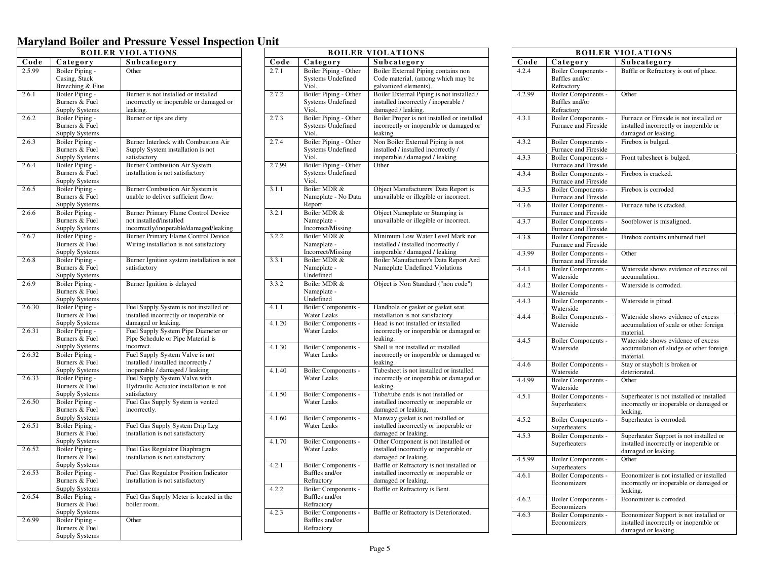# Maryland Boiler and Pressure Vessel Inspection Unit

| BOILER VIOLATIONS | | |
|---|---|---|
| **Code** | **Category** | **Subcategory** |
| 2.5.99 | Boiler Piping - Casing, Stack Breeching & Flue | Other |
| 2.6.1 | Boiler Piping - Burners & Fuel Supply Systems | Burner is not installed or installed incorrectly or inoperable or damaged or leaking. |
| 2.6.2 | Boiler Piping - Burners & Fuel Supply Systems | Burner or tips are dirty |
| 2.6.3 | Boiler Piping - Burners & Fuel Supply Systems | Burner Interlock with Combustion Air Supply System installation is not satisfactory |
| 2.6.4 | Boiler Piping - Burners & Fuel Supply Systems | Burner Combustion Air System installation is not satisfactory |
| 2.6.5 | Boiler Piping - Burners & Fuel Supply Systems | Burner Combustion Air System is unable to deliver sufficient flow. |
| 2.6.6 | Boiler Piping - Burners & Fuel Supply Systems | Burner Primary Flame Control Device not installed/installed incorrectly/inoperable/damaged/leaking |
| 2.6.7 | Boiler Piping - Burners & Fuel Supply Systems | Burner Primary Flame Control Device Wiring installation is not satisfactory |
| 2.6.8 | Boiler Piping - Burners & Fuel Supply Systems | Burner Ignition system installation is not satisfactory |
| 2.6.9 | Boiler Piping - Burners & Fuel Supply Systems | Burner Ignition is delayed |
| 2.6.30 | Boiler Piping - Burners & Fuel Supply Systems | Fuel Supply System is not installed or installed incorrectly or inoperable or damaged or leaking. |
| 2.6.31 | Boiler Piping - Burners & Fuel Supply Systems | Fuel Supply System Pipe Diameter or Pipe Schedule or Pipe Material is incorrect. |
| 2.6.32 | Boiler Piping - Burners & Fuel Supply Systems | Fuel Supply System Valve is not installed / installed incorrectly / inoperable / damaged / leaking |
| 2.6.33 | Boiler Piping - Burners & Fuel Supply Systems | Fuel Supply System Valve with Hydraulic Actuator installation is not satisfactory |
| 2.6.50 | Boiler Piping - Burners & Fuel Supply Systems | Fuel Gas Supply System is vented incorrectly. |
| 2.6.51 | Boiler Piping - Burners & Fuel Supply Systems | Fuel Gas Supply System Drip Leg installation is not satisfactory |
| 2.6.52 | Boiler Piping - Burners & Fuel Supply Systems | Fuel Gas Regulator Diaphragm installation is not satisfactory |
| 2.6.53 | Boiler Piping - Burners & Fuel Supply Systems | Fuel Gas Regulator Position Indicator installation is not satisfactory |
| 2.6.54 | Boiler Piping - Burners & Fuel Supply Systems | Fuel Gas Supply Meter is located in the boiler room. |
| 2.6.99 | Boiler Piping - Burners & Fuel Supply Systems | Other |

| BOILER VIOLATIONS | | |
|---|---|---|
| **Code** | **Category** | **Subcategory** |
| 2.7.1 | Boiler Piping - Other Systems Undefined Viol. | Boiler External Piping contains non Code material, (among which may be galvanized elements). |
| 2.7.2 | Boiler Piping - Other Systems Undefined Viol. | Boiler External Piping is not installed / installed incorrectly / inoperable / damaged / leaking. |
| 2.7.3 | Boiler Piping - Other Systems Undefined Viol. | Boiler Proper is not installed or installed incorrectly or inoperable or damaged or leaking. |
| 2.7.4 | Boiler Piping - Other Systems Undefined Viol. | Non Boiler External Piping is not installed / installed incorrectly / inoperable / damaged / leaking |
| 2.7.99 | Boiler Piping - Other Systems Undefined Viol. | Other |
| 3.1.1 | Boiler MDR & Nameplate - No Data Report | Object Manufacturers' Data Report is unavailable or illegible or incorrect. |
| 3.2.1 | Boiler MDR & Nameplate - Incorrect/Missing | Object Nameplate or Stamping is unavailable or illegible or incorrect. |
| 3.2.2 | Boiler MDR & Nameplate - Incorrect/Missing | Minimum Low Water Level Mark not installed / installed incorrectly / inoperable / damaged / leaking |
| 3.3.1 | Boiler MDR & Nameplate - Undefined | Boiler Manufacturer's Data Report And Nameplate Undefined Violations |
| 3.3.2 | Boiler MDR & Nameplate - Undefined | Object is Non Standard ("non code") |
| 4.1.1 | Boiler Components - Water Leaks | Handhole or gasket or gasket seat installation is not satisfactory |
| 4.1.20 | Boiler Components - Water Leaks | Head is not installed or installed incorrectly or inoperable or damaged or leaking. |
| 4.1.30 | Boiler Components - Water Leaks | Shell is not installed or installed incorrectly or inoperable or damaged or leaking. |
| 4.1.40 | Boiler Components - Water Leaks | Tubesheet is not installed or installed incorrectly or inoperable or damaged or leaking. |
| 4.1.50 | Boiler Components - Water Leaks | Tube/tube ends is not installed or installed incorrectly or inoperable or damaged or leaking. |
| 4.1.60 | Boiler Components - Water Leaks | Manway gasket is not installed or installed incorrectly or inoperable or damaged or leaking. |
| 4.1.70 | Boiler Components - Water Leaks | Other Component is not installed or installed incorrectly or inoperable or damaged or leaking. |
| 4.2.1 | Boiler Components - Baffles and/or Refractory | Baffle or Refractory is not installed or installed incorrectly or inoperable or damaged or leaking. |
| 4.2.2 | Boiler Components - Baffles and/or Refractory | Baffle or Refractory is Bent. |
| 4.2.3 | Boiler Components - Baffles and/or Refractory | Baffle or Refractory is Deteriorated. |

| BOILER VIOLATIONS | | |
|---|---|---|
| **Code** | **Category** | **Subcategory** |
| 4.2.4 | Boiler Components - Baffles and/or Refractory | Baffle or Refractory is out of place. |
| 4.2.99 | Boiler Components - Baffles and/or Refractory | Other |
| 4.3.1 | Boiler Components - Furnace and Fireside | Furnace or Fireside is not installed or installed incorrectly or inoperable or damaged or leaking. |
| 4.3.2 | Boiler Components - Furnace and Fireside | Firebox is bulged. |
| 4.3.3 | Boiler Components - Furnace and Fireside | Front tubesheet is bulged. |
| 4.3.4 | Boiler Components - Furnace and Fireside | Firebox is cracked. |
| 4.3.5 | Boiler Components - Furnace and Fireside | Firebox is corroded |
| 4.3.6 | Boiler Components - Furnace and Fireside | Furnace tube is cracked. |
| 4.3.7 | Boiler Components - Furnace and Fireside | Sootblower is misaligned. |
| 4.3.8 | Boiler Components - Furnace and Fireside | Firebox contains unburned fuel. |
| 4.3.99 | Boiler Components - Furnace and Fireside | Other |
| 4.4.1 | Boiler Components - Waterside | Waterside shows evidence of excess oil accumulation. |
| 4.4.2 | Boiler Components - Waterside | Waterside is corroded. |
| 4.4.3 | Boiler Components - Waterside | Waterside is pitted. |
| 4.4.4 | Boiler Components - Waterside | Waterside shows evidence of excess accumulation of scale or other foreign material. |
| 4.4.5 | Boiler Components - Waterside | Waterside shows evidence of excess accumulation of sludge or other foreign material. |
| 4.4.6 | Boiler Components - Waterside | Stay or staybolt is broken or deteriorated. |
| 4.4.99 | Boiler Components - Waterside | Other |
| 4.5.1 | Boiler Components - Superheaters | Superheater is not installed or installed incorrectly or inoperable or damaged or leaking. |
| 4.5.2 | Boiler Components - Superheaters | Superheater is corroded. |
| 4.5.3 | Boiler Components - Superheaters | Superheater Support is not installed or installed incorrectly or inoperable or damaged or leaking. |
| 4.5.99 | Boiler Components - Superheaters | Other |
| 4.6.1 | Boiler Components - Economizers | Economizer is not installed or installed incorrectly or inoperable or damaged or leaking. |
| 4.6.2 | Boiler Components - Economizers | Economizer is corroded. |
| 4.6.3 | Boiler Components - Economizers | Economizer Support is not installed or installed incorrectly or inoperable or damaged or leaking. |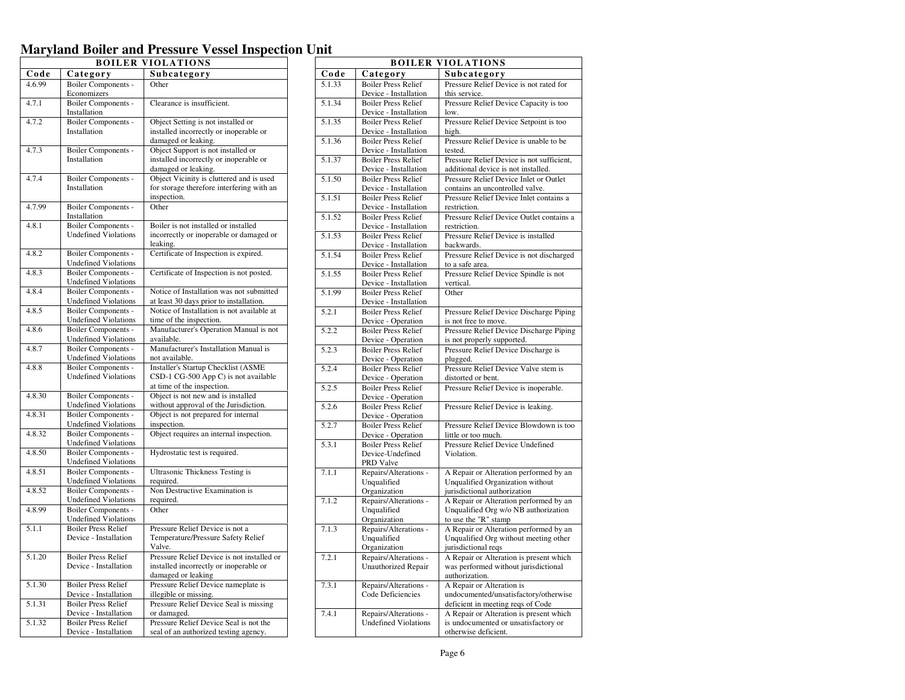# Maryland Boiler and Pressure Vessel Inspection Unit

| BOILER VIOLATIONS | | |
|---|---|---|
| **Code** | **Category** | **Subcategory** |
| 4.6.99 | Boiler Components - Economizers | Other |
| 4.7.1 | Boiler Components - Installation | Clearance is insufficient. |
| 4.7.2 | Boiler Components - Installation | Object Setting is not installed or installed incorrectly or inoperable or damaged or leaking. |
| 4.7.3 | Boiler Components - Installation | Object Support is not installed or installed incorrectly or inoperable or damaged or leaking. |
| 4.7.4 | Boiler Components - Installation | Object Vicinity is cluttered and is used for storage therefore interfering with an inspection. |
| 4.7.99 | Boiler Components - Installation | Other |
| 4.8.1 | Boiler Components - Undefined Violations | Boiler is not installed or installed incorrectly or inoperable or damaged or leaking. |
| 4.8.2 | Boiler Components - Undefined Violations | Certificate of Inspection is expired. |
| 4.8.3 | Boiler Components - Undefined Violations | Certificate of Inspection is not posted. |
| 4.8.4 | Boiler Components - Undefined Violations | Notice of Installation was not submitted at least 30 days prior to installation. |
| 4.8.5 | Boiler Components - Undefined Violations | Notice of Installation is not available at time of the inspection. |
| 4.8.6 | Boiler Components - Undefined Violations | Manufacturer's Operation Manual is not available. |
| 4.8.7 | Boiler Components - Undefined Violations | Manufacturer's Installation Manual is not available. |
| 4.8.8 | Boiler Components - Undefined Violations | Installer's Startup Checklist (ASME CSD-1 CG-500 App C) is not available at time of the inspection. |
| 4.8.30 | Boiler Components - Undefined Violations | Object is not new and is installed without approval of the Jurisdiction. |
| 4.8.31 | Boiler Components - Undefined Violations | Object is not prepared for internal inspection. |
| 4.8.32 | Boiler Components - Undefined Violations | Object requires an internal inspection. |
| 4.8.50 | Boiler Components - Undefined Violations | Hydrostatic test is required. |
| 4.8.51 | Boiler Components - Undefined Violations | Ultrasonic Thickness Testing is required. |
| 4.8.52 | Boiler Components - Undefined Violations | Non Destructive Examination is required. |
| 4.8.99 | Boiler Components - Undefined Violations | Other |
| 5.1.1 | Boiler Press Relief Device - Installation | Pressure Relief Device is not a Temperature/Pressure Safety Relief Valve. |
| 5.1.20 | Boiler Press Relief Device - Installation | Pressure Relief Device is not installed or installed incorrectly or inoperable or damaged or leaking |
| 5.1.30 | Boiler Press Relief Device - Installation | Pressure Relief Device nameplate is illegible or missing. |
| 5.1.31 | Boiler Press Relief Device - Installation | Pressure Relief Device Seal is missing or damaged. |
| 5.1.32 | Boiler Press Relief Device - Installation | Pressure Relief Device Seal is not the seal of an authorized testing agency. |
| 5.1.33 | Boiler Press Relief Device - Installation | Pressure Relief Device is not rated for this service. |
| 5.1.34 | Boiler Press Relief Device - Installation | Pressure Relief Device Capacity is too low. |
| 5.1.35 | Boiler Press Relief Device - Installation | Pressure Relief Device Setpoint is too high. |
| 5.1.36 | Boiler Press Relief Device - Installation | Pressure Relief Device is unable to be tested. |
| 5.1.37 | Boiler Press Relief Device - Installation | Pressure Relief Device is not sufficient, additional device is not installed. |
| 5.1.50 | Boiler Press Relief Device - Installation | Pressure Relief Device Inlet or Outlet contains an uncontrolled valve. |
| 5.1.51 | Boiler Press Relief Device - Installation | Pressure Relief Device Inlet contains a restriction. |
| 5.1.52 | Boiler Press Relief Device - Installation | Pressure Relief Device Outlet contains a restriction. |
| 5.1.53 | Boiler Press Relief Device - Installation | Pressure Relief Device is installed backwards. |
| 5.1.54 | Boiler Press Relief Device - Installation | Pressure Relief Device is not discharged to a safe area. |
| 5.1.55 | Boiler Press Relief Device - Installation | Pressure Relief Device Spindle is not vertical. |
| 5.1.99 | Boiler Press Relief Device - Installation | Other |
| 5.2.1 | Boiler Press Relief Device - Operation | Pressure Relief Device Discharge Piping is not free to move. |
| 5.2.2 | Boiler Press Relief Device - Operation | Pressure Relief Device Discharge Piping is not properly supported. |
| 5.2.3 | Boiler Press Relief Device - Operation | Pressure Relief Device Discharge is plugged. |
| 5.2.4 | Boiler Press Relief Device - Operation | Pressure Relief Device Valve stem is distorted or bent. |
| 5.2.5 | Boiler Press Relief Device - Operation | Pressure Relief Device is inoperable. |
| 5.2.6 | Boiler Press Relief Device - Operation | Pressure Relief Device is leaking. |
| 5.2.7 | Boiler Press Relief Device - Operation | Pressure Relief Device Blowdown is too little or too much. |
| 5.3.1 | Boiler Press Relief Device-Undefined PRD Valve | Pressure Relief Device Undefined Violation. |
| 7.1.1 | Repairs/Alterations - Unqualified Organization | A Repair or Alteration performed by an Unqualified Organization without jurisdictional authorization |
| 7.1.2 | Repairs/Alterations - Unqualified Organization | A Repair or Alteration performed by an Unqualified Org w/o NB authorization to use the "R" stamp |
| 7.1.3 | Repairs/Alterations - Unqualified Organization | A Repair or Alteration performed by an Unqualified Org without meeting other jurisdictional reqs |
| 7.2.1 | Repairs/Alterations - Unauthorized Repair | A Repair or Alteration is present which was performed without jurisdictional authorization. |
| 7.3.1 | Repairs/Alterations - Code Deficiencies | A Repair or Alteration is undocumented/unsatisfactory/otherwise deficient in meeting reqs of Code |
| 7.4.1 | Repairs/Alterations - Undefined Violations | A Repair or Alteration is present which is undocumented or unsatisfactory or otherwise deficient. |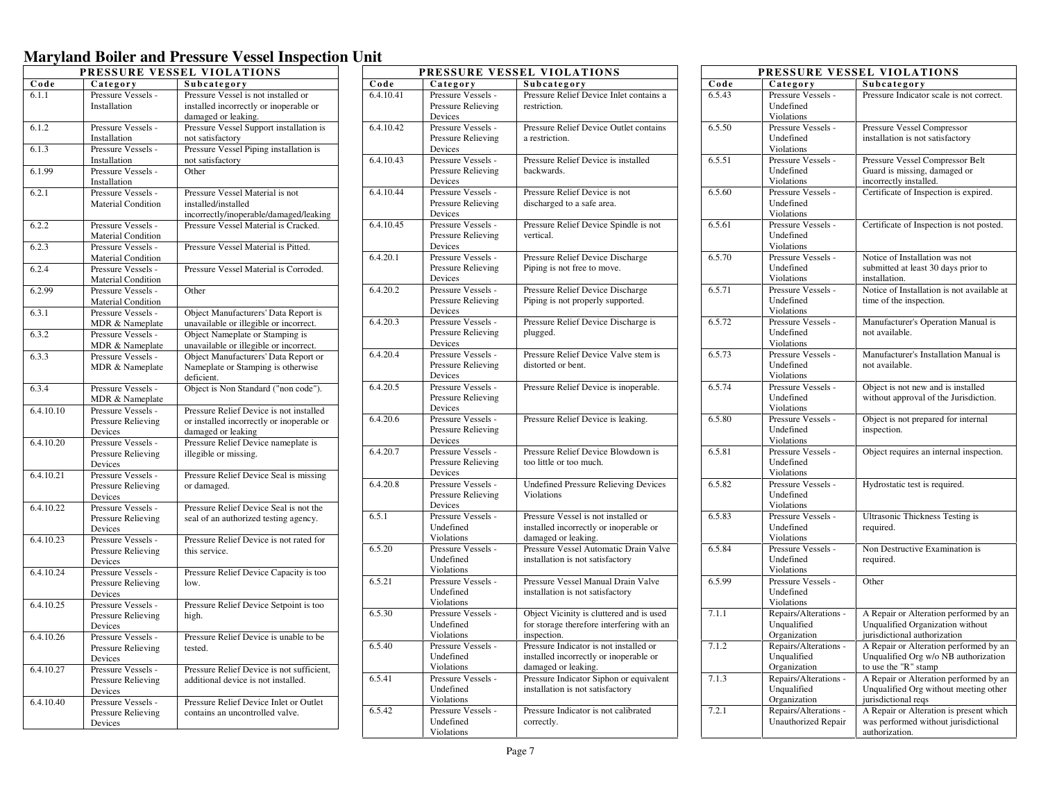# Maryland Boiler and Pressure Vessel Inspection Unit

| PRESSURE VESSEL VIOLATIONS | | |
|---|---|---|
| **Code** | **Category** | **Subcategory** |
| 6.1.1 | Pressure Vessels - Installation | Pressure Vessel is not installed or installed incorrectly or inoperable or damaged or leaking. |
| 6.1.2 | Pressure Vessels - Installation | Pressure Vessel Support installation is not satisfactory |
| 6.1.3 | Pressure Vessels - Installation | Pressure Vessel Piping installation is not satisfactory |
| 6.1.99 | Pressure Vessels - Installation | Other |
| 6.2.1 | Pressure Vessels - Material Condition | Pressure Vessel Material is not installed/installed incorrectly/inoperable/damaged/leaking |
| 6.2.2 | Pressure Vessels - Material Condition | Pressure Vessel Material is Cracked. |
| 6.2.3 | Pressure Vessels - Material Condition | Pressure Vessel Material is Pitted. |
| 6.2.4 | Pressure Vessels - Material Condition | Pressure Vessel Material is Corroded. |
| 6.2.99 | Pressure Vessels - Material Condition | Other |
| 6.3.1 | Pressure Vessels - MDR & Nameplate | Object Manufacturers' Data Report is unavailable or illegible or incorrect. |
| 6.3.2 | Pressure Vessels - MDR & Nameplate | Object Nameplate or Stamping is unavailable or illegible or incorrect. |
| 6.3.3 | Pressure Vessels - MDR & Nameplate | Object Manufacturers' Data Report or Nameplate or Stamping is otherwise deficient. |
| 6.3.4 | Pressure Vessels - MDR & Nameplate | Object is Non Standard ("non code"). |
| 6.4.10.10 | Pressure Vessels - Pressure Relieving Devices | Pressure Relief Device is not installed or installed incorrectly or inoperable or damaged or leaking |
| 6.4.10.20 | Pressure Vessels - Pressure Relieving Devices | Pressure Relief Device nameplate is illegible or missing. |
| 6.4.10.21 | Pressure Vessels - Pressure Relieving Devices | Pressure Relief Device Seal is missing or damaged. |
| 6.4.10.22 | Pressure Vessels - Pressure Relieving Devices | Pressure Relief Device Seal is not the seal of an authorized testing agency. |
| 6.4.10.23 | Pressure Vessels - Pressure Relieving Devices | Pressure Relief Device is not rated for this service. |
| 6.4.10.24 | Pressure Vessels - Pressure Relieving Devices | Pressure Relief Device Capacity is too low. |
| 6.4.10.25 | Pressure Vessels - Pressure Relieving Devices | Pressure Relief Device Setpoint is too high. |
| 6.4.10.26 | Pressure Vessels - Pressure Relieving Devices | Pressure Relief Device is unable to be tested. |
| 6.4.10.27 | Pressure Vessels - Pressure Relieving Devices | Pressure Relief Device is not sufficient, additional device is not installed. |
| 6.4.10.40 | Pressure Vessels - Pressure Relieving Devices | Pressure Relief Device Inlet or Outlet contains an uncontrolled valve. |
| 6.4.10.41 | Pressure Vessels - Pressure Relieving Devices | Pressure Relief Device Inlet contains a restriction. |
| 6.4.10.42 | Pressure Vessels - Pressure Relieving Devices | Pressure Relief Device Outlet contains a restriction. |
| 6.4.10.43 | Pressure Vessels - Pressure Relieving Devices | Pressure Relief Device is installed backwards. |
| 6.4.10.44 | Pressure Vessels - Pressure Relieving Devices | Pressure Relief Device is not discharged to a safe area. |
| 6.4.10.45 | Pressure Vessels - Pressure Relieving Devices | Pressure Relief Device Spindle is not vertical. |
| 6.4.20.1 | Pressure Vessels - Pressure Relieving Devices | Pressure Relief Device Discharge Piping is not free to move. |
| 6.4.20.2 | Pressure Vessels - Pressure Relieving Devices | Pressure Relief Device Discharge Piping is not properly supported. |
| 6.4.20.3 | Pressure Vessels - Pressure Relieving Devices | Pressure Relief Device Discharge is plugged. |
| 6.4.20.4 | Pressure Vessels - Pressure Relieving Devices | Pressure Relief Device Valve stem is distorted or bent. |
| 6.4.20.5 | Pressure Vessels - Pressure Relieving Devices | Pressure Relief Device is inoperable. |
| 6.4.20.6 | Pressure Vessels - Pressure Relieving Devices | Pressure Relief Device is leaking. |
| 6.4.20.7 | Pressure Vessels - Pressure Relieving Devices | Pressure Relief Device Blowdown is too little or too much. |
| 6.4.20.8 | Pressure Vessels - Pressure Relieving Devices | Undefined Pressure Relieving Devices Violations |
| 6.5.1 | Pressure Vessels - Undefined Violations | Pressure Vessel is not installed or installed incorrectly or inoperable or damaged or leaking. |
| 6.5.20 | Pressure Vessels - Undefined Violations | Pressure Vessel Automatic Drain Valve installation is not satisfactory |
| 6.5.21 | Pressure Vessels - Undefined Violations | Pressure Vessel Manual Drain Valve installation is not satisfactory |
| 6.5.30 | Pressure Vessels - Undefined Violations | Object Vicinity is cluttered and is used for storage therefore interfering with an inspection. |
| 6.5.40 | Pressure Vessels - Undefined Violations | Pressure Indicator is not installed or installed incorrectly or inoperable or damaged or leaking. |
| 6.5.41 | Pressure Vessels - Undefined Violations | Pressure Indicator Siphon or equivalent installation is not satisfactory |
| 6.5.42 | Pressure Vessels - Undefined Violations | Pressure Indicator is not calibrated correctly. |
| 6.5.43 | Pressure Vessels - Undefined Violations | Pressure Indicator scale is not correct. |
| 6.5.50 | Pressure Vessels - Undefined Violations | Pressure Vessel Compressor installation is not satisfactory |
| 6.5.51 | Pressure Vessels - Undefined Violations | Pressure Vessel Compressor Belt Guard is missing, damaged or incorrectly installed. |
| 6.5.60 | Pressure Vessels - Undefined Violations | Certificate of Inspection is expired. |
| 6.5.61 | Pressure Vessels - Undefined Violations | Certificate of Inspection is not posted. |
| 6.5.70 | Pressure Vessels - Undefined Violations | Notice of Installation was not submitted at least 30 days prior to installation. |
| 6.5.71 | Pressure Vessels - Undefined Violations | Notice of Installation is not available at time of the inspection. |
| 6.5.72 | Pressure Vessels - Undefined Violations | Manufacturer's Operation Manual is not available. |
| 6.5.73 | Pressure Vessels - Undefined Violations | Manufacturer's Installation Manual is not available. |
| 6.5.74 | Pressure Vessels - Undefined Violations | Object is not new and is installed without approval of the Jurisdiction. |
| 6.5.80 | Pressure Vessels - Undefined Violations | Object is not prepared for internal inspection. |
| 6.5.81 | Pressure Vessels - Undefined Violations | Object requires an internal inspection. |
| 6.5.82 | Pressure Vessels - Undefined Violations | Hydrostatic test is required. |
| 6.5.83 | Pressure Vessels - Undefined Violations | Ultrasonic Thickness Testing is required. |
| 6.5.84 | Pressure Vessels - Undefined Violations | Non Destructive Examination is required. |
| 6.5.99 | Pressure Vessels - Undefined Violations | Other |
| 7.1.1 | Repairs/Alterations - Unqualified Organization | A Repair or Alteration performed by an Unqualified Organization without jurisdictional authorization |
| 7.1.2 | Repairs/Alterations - Unqualified Organization | A Repair or Alteration performed by an Unqualified Org w/o NB authorization to use the "R" stamp |
| 7.1.3 | Repairs/Alterations - Unqualified Organization | A Repair or Alteration performed by an Unqualified Org without meeting other jurisdictional reqs |
| 7.2.1 | Repairs/Alterations - Unauthorized Repair | A Repair or Alteration is present which was performed without jurisdictional authorization. |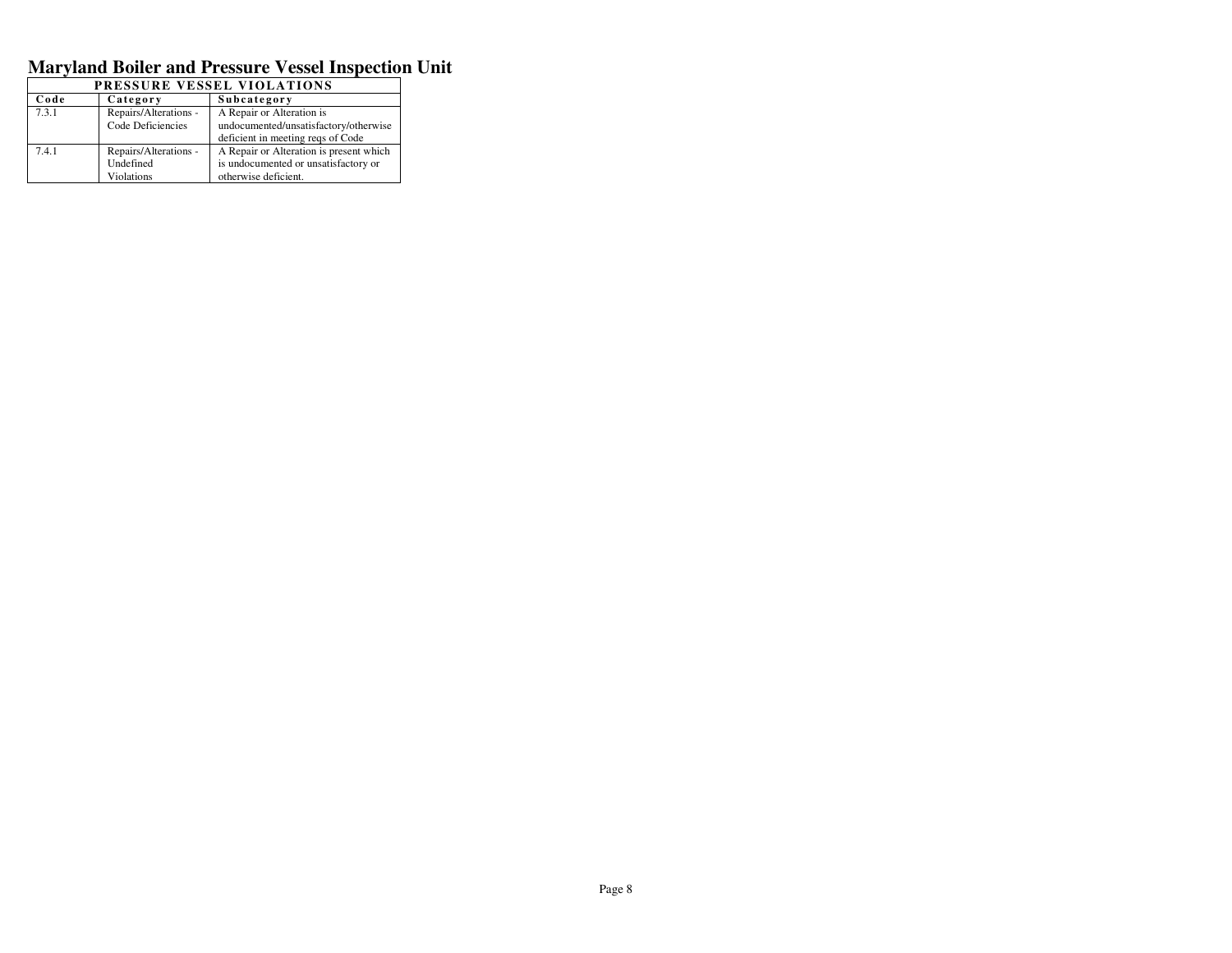# Maryland Boiler and Pressure Vessel Inspection Unit

| PRESSURE VESSEL VIOLATIONS | | |
|---|---|---|
| **Code** | **Category** | **Subcategory** |
| 7.3.1 | Repairs/Alterations - Code Deficiencies | A Repair or Alteration is undocumented/unsatisfactory/otherwise deficient in meeting reqs of Code |
| 7.4.1 | Repairs/Alterations - Undefined Violations | A Repair or Alteration is present which is undocumented or unsatisfactory or otherwise deficient. |